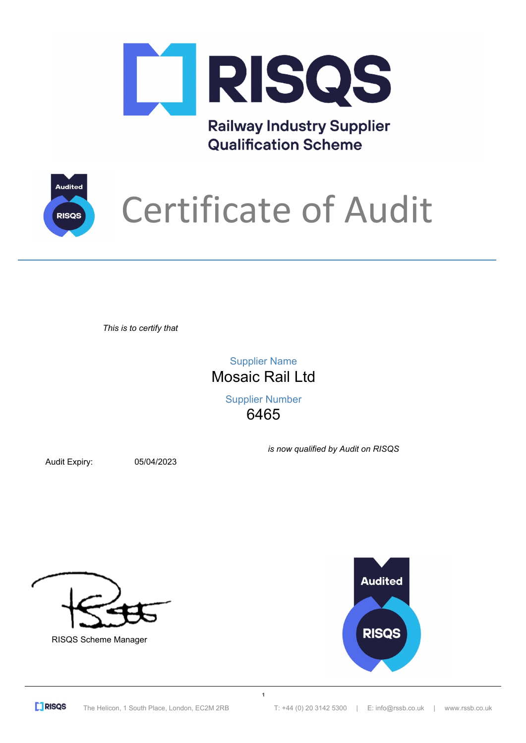# RISQS

## Railway Industry Supplier Qualification Scheme

# Certificate of Audit

*This is to certify that*

Supplier Name

**Mosaic Rail Ltd**

Supplier Number

**6465**

*is now qualified by Audit on RISQS*

Audit Expiry: 05/04/2023

RISQS Scheme Manager

Audited RISQS

The Helicon, 1 South Place, London, EC2M 2RB | T: +44 (0) 20 3142 5300 | E: info@rssb.co.uk | www.rssb.co.uk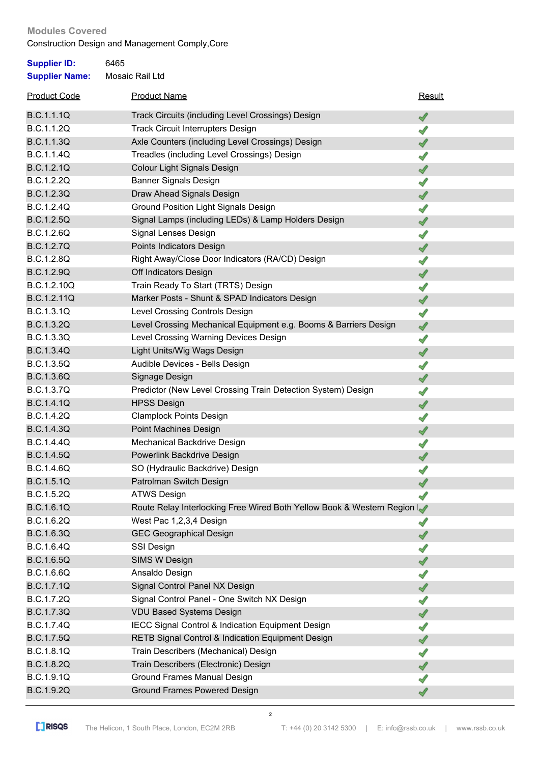**Modules Covered**

Construction Design and Management Comply,Core

**Supplier ID:** 6465

**Supplier Name:** Mosaic Rail Ltd

| Product Code | Product Name | Result |
|---|---|---|
| B.C.1.1.1Q | Track Circuits (including Level Crossings) Design | ✓ |
| B.C.1.1.2Q | Track Circuit Interrupters Design | ✓ |
| B.C.1.1.3Q | Axle Counters (including Level Crossings) Design | ✓ |
| B.C.1.1.4Q | Treadles (including Level Crossings) Design | ✓ |
| B.C.1.2.1Q | Colour Light Signals Design | ✓ |
| B.C.1.2.2Q | Banner Signals Design | ✓ |
| B.C.1.2.3Q | Draw Ahead Signals Design | ✓ |
| B.C.1.2.4Q | Ground Position Light Signals Design | ✓ |
| B.C.1.2.5Q | Signal Lamps (including LEDs) & Lamp Holders Design | ✓ |
| B.C.1.2.6Q | Signal Lenses Design | ✓ |
| B.C.1.2.7Q | Points Indicators Design | ✓ |
| B.C.1.2.8Q | Right Away/Close Door Indicators (RA/CD) Design | ✓ |
| B.C.1.2.9Q | Off Indicators Design | ✓ |
| B.C.1.2.10Q | Train Ready To Start (TRTS) Design | ✓ |
| B.C.1.2.11Q | Marker Posts - Shunt & SPAD Indicators Design | ✓ |
| B.C.1.3.1Q | Level Crossing Controls Design | ✓ |
| B.C.1.3.2Q | Level Crossing Mechanical Equipment e.g. Booms & Barriers Design | ✓ |
| B.C.1.3.3Q | Level Crossing Warning Devices Design | ✓ |
| B.C.1.3.4Q | Light Units/Wig Wags Design | ✓ |
| B.C.1.3.5Q | Audible Devices - Bells Design | ✓ |
| B.C.1.3.6Q | Signage Design | ✓ |
| B.C.1.3.7Q | Predictor (New Level Crossing Train Detection System) Design | ✓ |
| B.C.1.4.1Q | HPSS Design | ✓ |
| B.C.1.4.2Q | Clamplock Points Design | ✓ |
| B.C.1.4.3Q | Point Machines Design | ✓ |
| B.C.1.4.4Q | Mechanical Backdrive Design | ✓ |
| B.C.1.4.5Q | Powerlink Backdrive Design | ✓ |
| B.C.1.4.6Q | SO (Hydraulic Backdrive) Design | ✓ |
| B.C.1.5.1Q | Patrolman Switch Design | ✓ |
| B.C.1.5.2Q | ATWS Design | ✓ |
| B.C.1.6.1Q | Route Relay Interlocking Free Wired Both Yellow Book & Western Region | ✓ |
| B.C.1.6.2Q | West Pac 1,2,3,4 Design | ✓ |
| B.C.1.6.3Q | GEC Geographical Design | ✓ |
| B.C.1.6.4Q | SSI Design | ✓ |
| B.C.1.6.5Q | SIMS W Design | ✓ |
| B.C.1.6.6Q | Ansaldo Design | ✓ |
| B.C.1.7.1Q | Signal Control Panel NX Design | ✓ |
| B.C.1.7.2Q | Signal Control Panel - One Switch NX Design | ✓ |
| B.C.1.7.3Q | VDU Based Systems Design | ✓ |
| B.C.1.7.4Q | IECC Signal Control & Indication Equipment Design | ✓ |
| B.C.1.7.5Q | RETB Signal Control & Indication Equipment Design | ✓ |
| B.C.1.8.1Q | Train Describers (Mechanical) Design | ✓ |
| B.C.1.8.2Q | Train Describers (Electronic) Design | ✓ |
| B.C.1.9.1Q | Ground Frames Manual Design | ✓ |
| B.C.1.9.2Q | Ground Frames Powered Design | ✓ |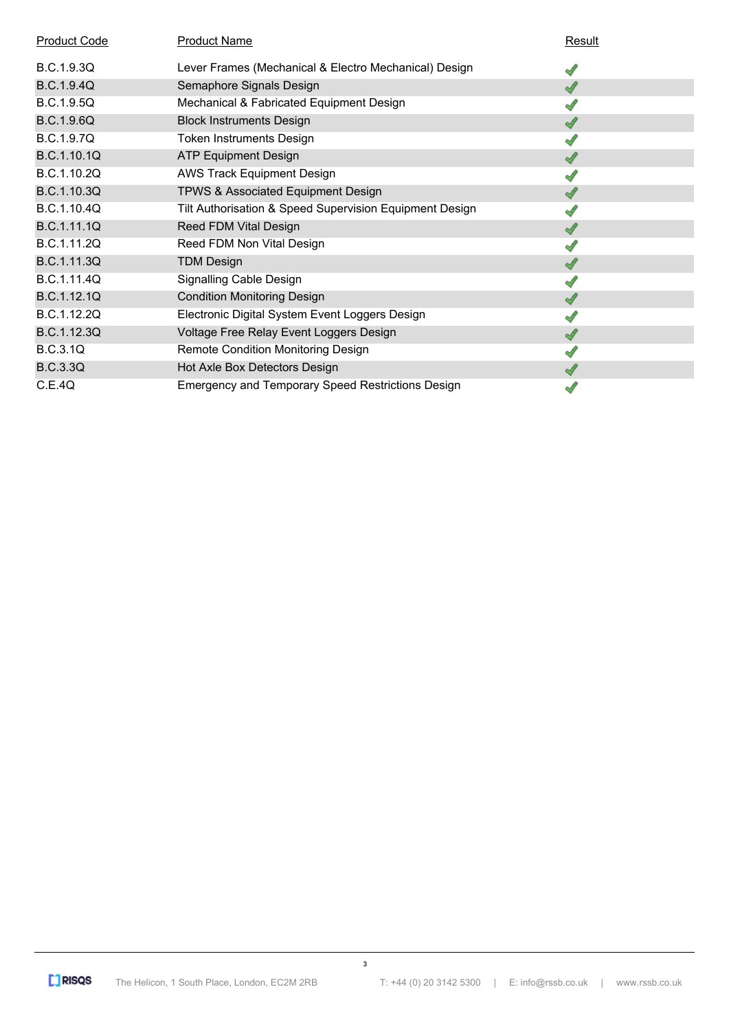| Product Code | Product Name | Result |
| --- | --- | --- |
| B.C.1.9.3Q | Lever Frames (Mechanical & Electro Mechanical) Design | ✓ |
| B.C.1.9.4Q | Semaphore Signals Design | ✓ |
| B.C.1.9.5Q | Mechanical & Fabricated Equipment Design | ✓ |
| B.C.1.9.6Q | Block Instruments Design | ✓ |
| B.C.1.9.7Q | Token Instruments Design | ✓ |
| B.C.1.10.1Q | ATP Equipment Design | ✓ |
| B.C.1.10.2Q | AWS Track Equipment Design | ✓ |
| B.C.1.10.3Q | TPWS & Associated Equipment Design | ✓ |
| B.C.1.10.4Q | Tilt Authorisation & Speed Supervision Equipment Design | ✓ |
| B.C.1.11.1Q | Reed FDM Vital Design | ✓ |
| B.C.1.11.2Q | Reed FDM Non Vital Design | ✓ |
| B.C.1.11.3Q | TDM Design | ✓ |
| B.C.1.11.4Q | Signalling Cable Design | ✓ |
| B.C.1.12.1Q | Condition Monitoring Design | ✓ |
| B.C.1.12.2Q | Electronic Digital System Event Loggers Design | ✓ |
| B.C.1.12.3Q | Voltage Free Relay Event Loggers Design | ✓ |
| B.C.3.1Q | Remote Condition Monitoring Design | ✓ |
| B.C.3.3Q | Hot Axle Box Detectors Design | ✓ |
| C.E.4Q | Emergency and Temporary Speed Restrictions Design | ✓ |